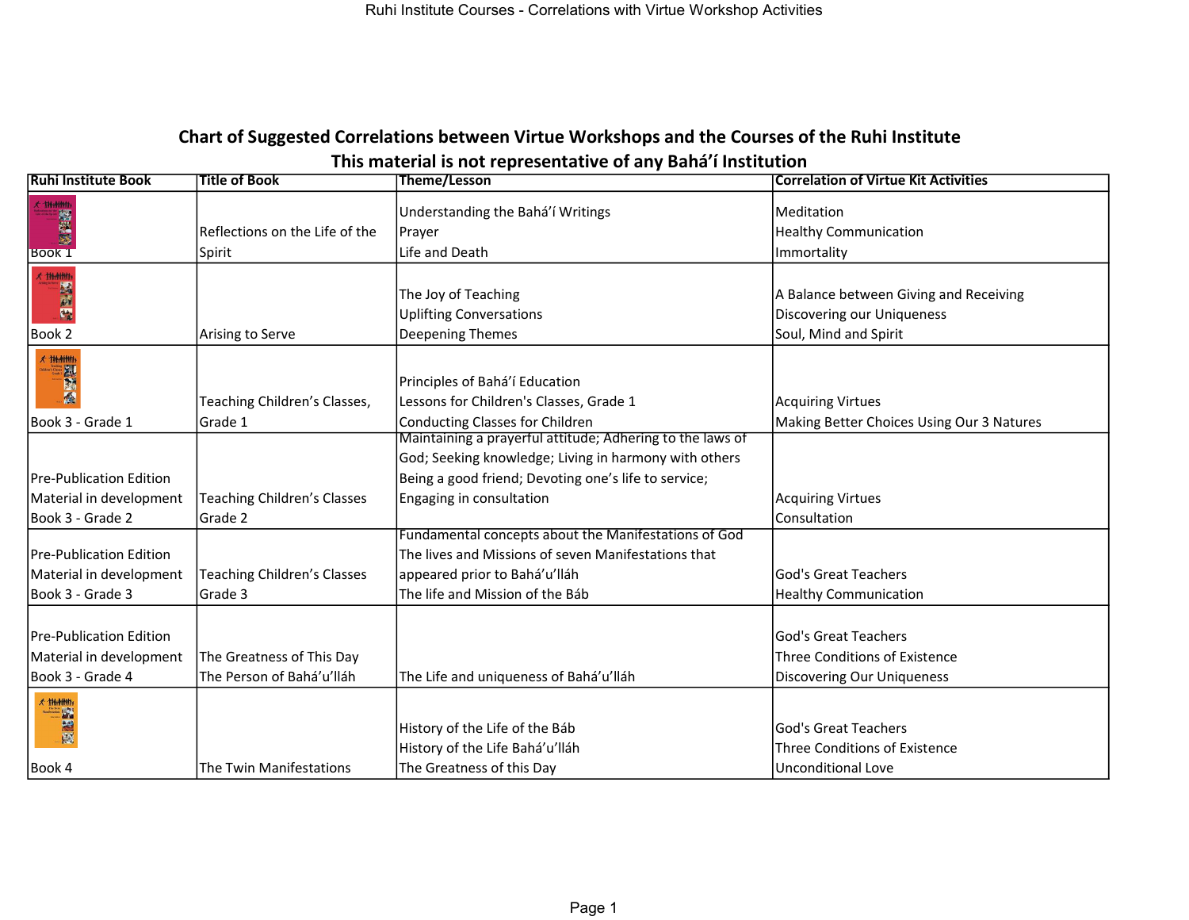# Chart of Suggested Correlations between Virtue Workshops and the Courses of the Ruhi Institute

## This material is not representative of any Bahá'í Institution

| Ruhi Institute Book | Title of Book | Theme/Lesson | Correlation of Virtue Kit Activities |
|---|---|---|---|
| Book 1 | Reflections on the Life of the Spirit | Understanding the Bahá'í Writings<br>Prayer<br>Life and Death | Meditation<br>Healthy Communication<br>Immortality |
| Book 2 | Arising to Serve | The Joy of Teaching<br>Uplifting Conversations<br>Deepening Themes | A Balance between Giving and Receiving<br>Discovering our Uniqueness<br>Soul, Mind and Spirit |
| Book 3 - Grade 1 | Teaching Children's Classes, Grade 1 | Principles of Bahá'í Education<br>Lessons for Children's Classes, Grade 1<br>Conducting Classes for Children | Acquiring Virtues<br>Making Better Choices Using Our 3 Natures |
| Pre-Publication Edition<br>Material in development<br>Book 3 - Grade 2 | Teaching Children's Classes<br>Grade 2 | Maintaining a prayerful attitude; Adhering to the laws of God; Seeking knowledge; Living in harmony with others<br>Being a good friend; Devoting one's life to service;<br>Engaging in consultation | Acquiring Virtues<br>Consultation |
| Pre-Publication Edition<br>Material in development<br>Book 3 - Grade 3 | Teaching Children's Classes<br>Grade 3 | Fundamental concepts about the Manifestations of God<br>The lives and Missions of seven Manifestations that appeared prior to Bahá'u'lláh<br>The life and Mission of the Báb | God's Great Teachers<br>Healthy Communication |
| Pre-Publication Edition<br>Material in development<br>Book 3 - Grade 4 | The Greatness of This Day<br>The Person of Bahá'u'lláh | The Life and uniqueness of Bahá'u'lláh | God's Great Teachers<br>Three Conditions of Existence<br>Discovering Our Uniqueness |
| Book 4 | The Twin Manifestations | History of the Life of the Báb<br>History of the Life Bahá'u'lláh<br>The Greatness of this Day | God's Great Teachers<br>Three Conditions of Existence<br>Unconditional Love |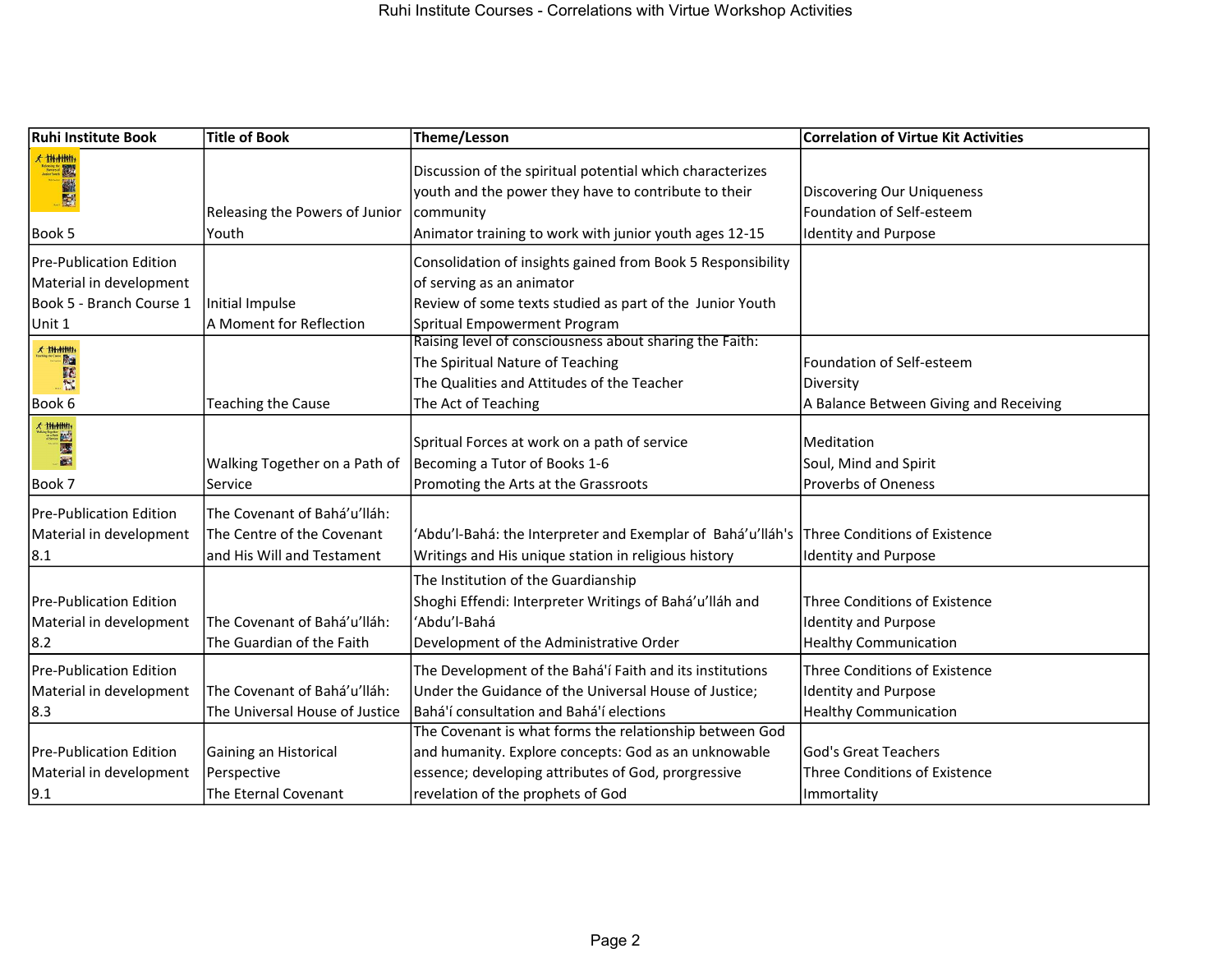Ruhi Institute Courses - Correlations with Virtue Workshop Activities

| Ruhi Institute Book | Title of Book | Theme/Lesson | Correlation of Virtue Kit Activities |
|---|---|---|---|
| Book 5 | Releasing the Powers of Junior Youth | Discussion of the spiritual potential which characterizes youth and the power they have to contribute to their community<br>Animator training to work with junior youth ages 12-15 | Discovering Our Uniqueness<br>Foundation of Self-esteem<br>Identity and Purpose |
| Pre-Publication Edition<br>Material in development<br>Book 5 - Branch Course 1<br>Unit 1 | Initial Impulse<br>A Moment for Reflection | Consolidation of insights gained from Book 5 Responsibility of serving as an animator<br>Review of some texts studied as part of the Junior Youth Spritual Empowerment Program | |
| Book 6 | Teaching the Cause | Raising level of consciousness about sharing the Faith:<br>The Spiritual Nature of Teaching<br>The Qualities and Attitudes of the Teacher<br>The Act of Teaching | Foundation of Self-esteem<br>Diversity<br>A Balance Between Giving and Receiving |
| Book 7 | Walking Together on a Path of Service | Spritual Forces at work on a path of service<br>Becoming a Tutor of Books 1-6<br>Promoting the Arts at the Grassroots | Meditation<br>Soul, Mind and Spirit<br>Proverbs of Oneness |
| Pre-Publication Edition<br>Material in development<br>8.1 | The Covenant of Bahá'u'lláh:<br>The Centre of the Covenant and His Will and Testament | 'Abdu'l-Bahá: the Interpreter and Exemplar of Bahá'u'lláh's Writings and His unique station in religious history | Three Conditions of Existence<br>Identity and Purpose |
| Pre-Publication Edition<br>Material in development<br>8.2 | The Covenant of Bahá'u'lláh:<br>The Guardian of the Faith | The Institution of the Guardianship<br>Shoghi Effendi: Interpreter Writings of Bahá'u'lláh and 'Abdu'l-Bahá<br>Development of the Administrative Order | Three Conditions of Existence<br>Identity and Purpose<br>Healthy Communication |
| Pre-Publication Edition<br>Material in development<br>8.3 | The Covenant of Bahá'u'lláh:<br>The Universal House of Justice | The Development of the Bahá'í Faith and its institutions Under the Guidance of the Universal House of Justice;<br>Bahá'í consultation and Bahá'í elections | Three Conditions of Existence<br>Identity and Purpose<br>Healthy Communication |
| Pre-Publication Edition<br>Material in development<br>9.1 | Gaining an Historical Perspective<br>The Eternal Covenant | The Covenant is what forms the relationship between God and humanity. Explore concepts: God as an unknowable essence; developing attributes of God, prorgressive revelation of the prophets of God | God's Great Teachers<br>Three Conditions of Existence<br>Immortality |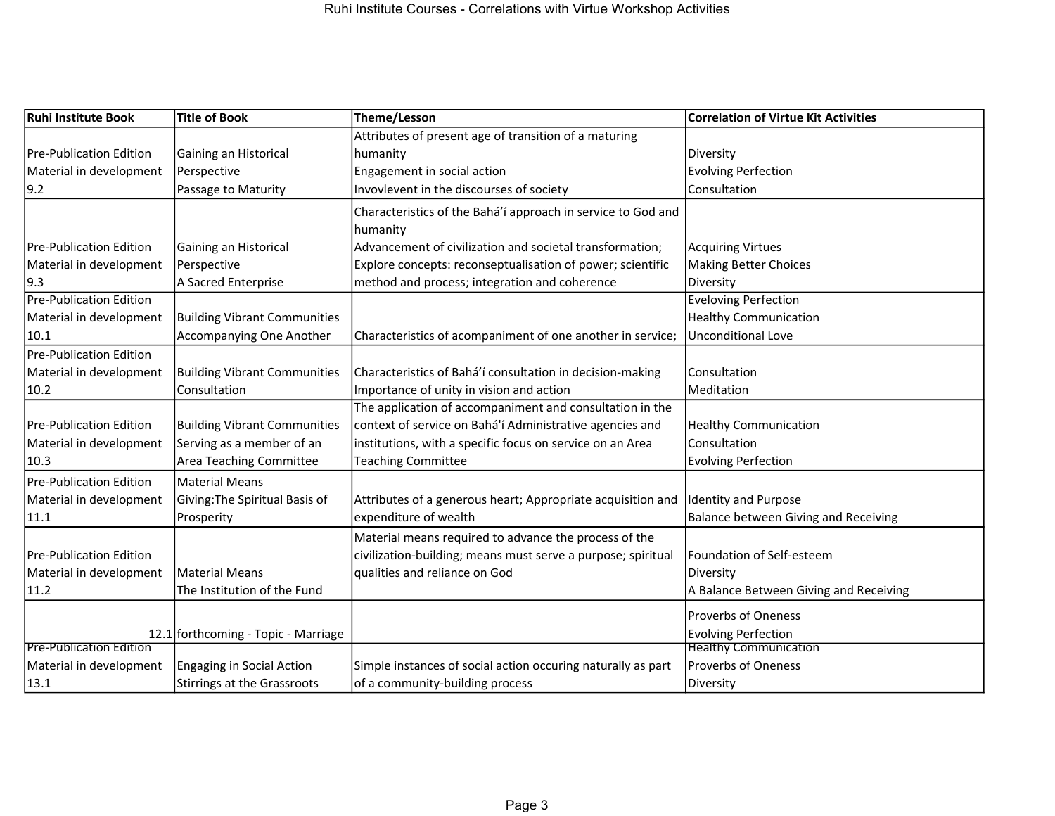| Ruhi Institute Book | Title of Book | Theme/Lesson | Correlation of Virtue Kit Activities |
|---|---|---|---|
| Pre-Publication Edition Material in development 9.2 | Gaining an Historical Perspective Passage to Maturity | Attributes of present age of transition of a maturing humanity Engagement in social action Invovlevent in the discourses of society | Diversity Evolving Perfection Consultation |
| Pre-Publication Edition Material in development 9.3 | Gaining an Historical Perspective A Sacred Enterprise | Characteristics of the Bahá'í approach in service to God and humanity Advancement of civilization and societal transformation; Explore concepts: reconseptualisation of power; scientific method and process; integration and coherence | Acquiring Virtues Making Better Choices Diversity |
| Pre-Publication Edition Material in development 10.1 | Building Vibrant Communities Accompanying One Another | Characteristics of acompaniment of one another in service; | Eveloving Perfection Healthy Communication Unconditional Love |
| Pre-Publication Edition Material in development 10.2 | Building Vibrant Communities Consultation | Characteristics of Bahá'í consultation in decision-making Importance of unity in vision and action | Consultation Meditation |
| Pre-Publication Edition Material in development 10.3 | Building Vibrant Communities Serving as a member of an Area Teaching Committee | The application of accompaniment and consultation in the context of service on Bahá'í Administrative agencies and institutions, with a specific focus on service on an Area Teaching Committee | Healthy Communication Consultation Evolving Perfection |
| Pre-Publication Edition Material in development 11.1 | Material Means Giving:The Spiritual Basis of Prosperity | Attributes of a generous heart; Appropriate acquisition and expenditure of wealth | Identity and Purpose Balance between Giving and Receiving |
| Pre-Publication Edition Material in development 11.2 | Material Means The Institution of the Fund | Material means required to advance the process of the civilization-building; means must serve a purpose; spiritual qualities and reliance on God | Foundation of Self-esteem Diversity A Balance Between Giving and Receiving |
| 12.1 | forthcoming - Topic - Marriage | | Proverbs of Oneness Evolving Perfection |
| Pre-Publication Edition Material in development 13.1 | Engaging in Social Action Stirrings at the Grassroots | Simple instances of social action occuring naturally as part of a community-building process | Healthy Communication Proverbs of Oneness Diversity |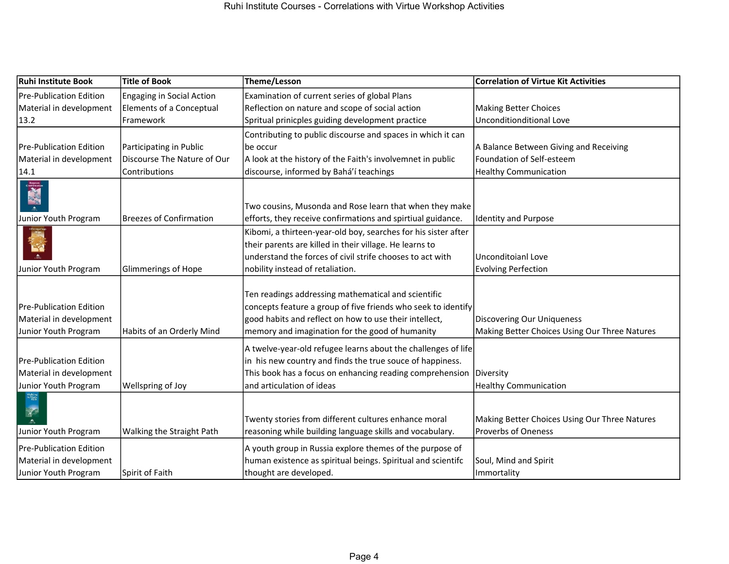Ruhi Institute Courses - Correlations with Virtue Workshop Activities

| Ruhi Institute Book | Title of Book | Theme/Lesson | Correlation of Virtue Kit Activities |
|---|---|---|---|
| Pre-Publication Edition Material in development 13.2 | Engaging in Social Action Elements of a Conceptual Framework | Examination of current series of global Plans Reflection on nature and scope of social action Spritual prinicples guiding development practice | Making Better Choices Unconditionditional Love |
| Pre-Publication Edition Material in development 14.1 | Participating in Public Discourse The Nature of Our Contributions | Contributing to public discourse and spaces in which it can be occur A look at the history of the Faith's involvemnet in public discourse, informed by Bahá'í teachings | A Balance Between Giving and Receiving Foundation of Self-esteem Healthy Communication |
| Junior Youth Program | Breezes of Confirmation | Two cousins, Musonda and Rose learn that when they make efforts, they receive confirmations and spirtiual guidance. | Identity and Purpose |
| Junior Youth Program | Glimmerings of Hope | Kibomi, a thirteen-year-old boy, searches for his sister after their parents are killed in their village. He learns to understand the forces of civil strife chooses to act with nobility instead of retaliation. | Unconditoianl Love Evolving Perfection |
| Pre-Publication Edition Material in development Junior Youth Program | Habits of an Orderly Mind | Ten readings addressing mathematical and scientific concepts feature a group of five friends who seek to identify good habits and reflect on how to use their intellect, memory and imagination for the good of humanity | Discovering Our Uniqueness Making Better Choices Using Our Three Natures |
| Pre-Publication Edition Material in development Junior Youth Program | Wellspring of Joy | A twelve-year-old refugee learns about the challenges of life in his new country and finds the true souce of happiness. This book has a focus on enhancing reading comprehension and articulation of ideas | Diversity Healthy Communication |
| Junior Youth Program | Walking the Straight Path | Twenty stories from different cultures enhance moral reasoning while building language skills and vocabulary. | Making Better Choices Using Our Three Natures Proverbs of Oneness |
| Pre-Publication Edition Material in development Junior Youth Program | Spirit of Faith | A youth group in Russia explore themes of the purpose of human existence as spiritual beings. Spiritual and scientifc thought are developed. | Soul, Mind and Spirit Immortality |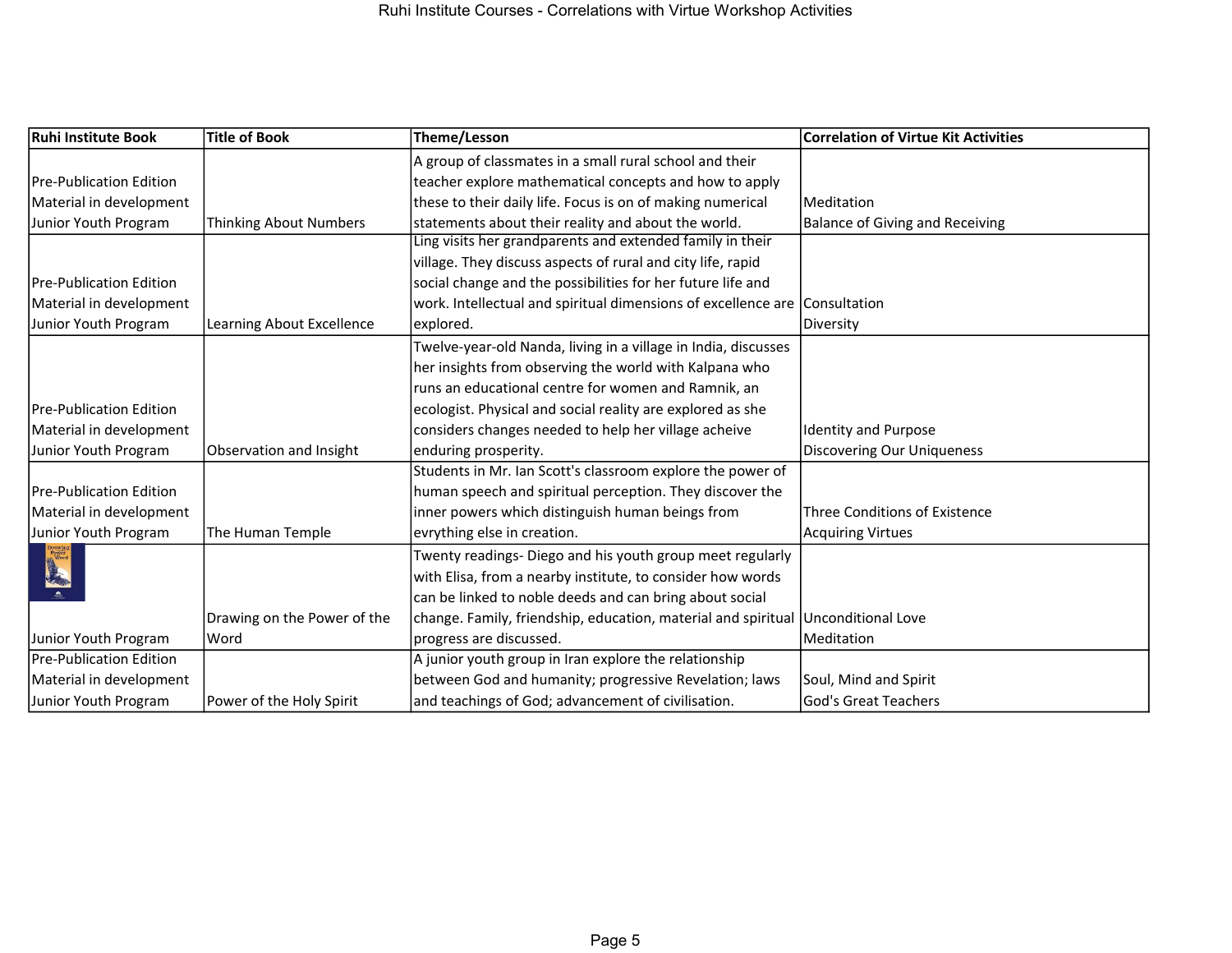Ruhi Institute Courses - Correlations with Virtue Workshop Activities

| Ruhi Institute Book | Title of Book | Theme/Lesson | Correlation of Virtue Kit Activities |
|---|---|---|---|
| Pre-Publication Edition<br>Material in development<br>Junior Youth Program | Thinking About Numbers | A group of classmates in a small rural school and their teacher explore mathematical concepts and how to apply these to their daily life. Focus is on of making numerical statements about their reality and about the world. | Meditation<br>Balance of Giving and Receiving |
| Pre-Publication Edition<br>Material in development<br>Junior Youth Program | Learning About Excellence | Ling visits her grandparents and extended family in their village. They discuss aspects of rural and city life, rapid social change and the possibilities for her future life and work. Intellectual and spiritual dimensions of excellence are explored. | Consultation<br>Diversity |
| Pre-Publication Edition<br>Material in development<br>Junior Youth Program | Observation and Insight | Twelve-year-old Nanda, living in a village in India, discusses her insights from observing the world with Kalpana who runs an educational centre for women and Ramnik, an ecologist. Physical and social reality are explored as she considers changes needed to help her village acheive enduring prosperity. | Identity and Purpose<br>Discovering Our Uniqueness |
| Pre-Publication Edition<br>Material in development<br>Junior Youth Program | The Human Temple | Students in Mr. Ian Scott's classroom explore the power of human speech and spiritual perception. They discover the inner powers which distinguish human beings from evrything else in creation. | Three Conditions of Existence<br>Acquiring Virtues |
| Junior Youth Program | Drawing on the Power of the Word | Twenty readings- Diego and his youth group meet regularly with Elisa, from a nearby institute, to consider how words can be linked to noble deeds and can bring about social change. Family, friendship, education, material and spiritual progress are discussed. | Unconditional Love<br>Meditation |
| Pre-Publication Edition<br>Material in development<br>Junior Youth Program | Power of the Holy Spirit | A junior youth group in Iran explore the relationship between God and humanity; progressive Revelation; laws and teachings of God; advancement of civilisation. | Soul, Mind and Spirit<br>God's Great Teachers |